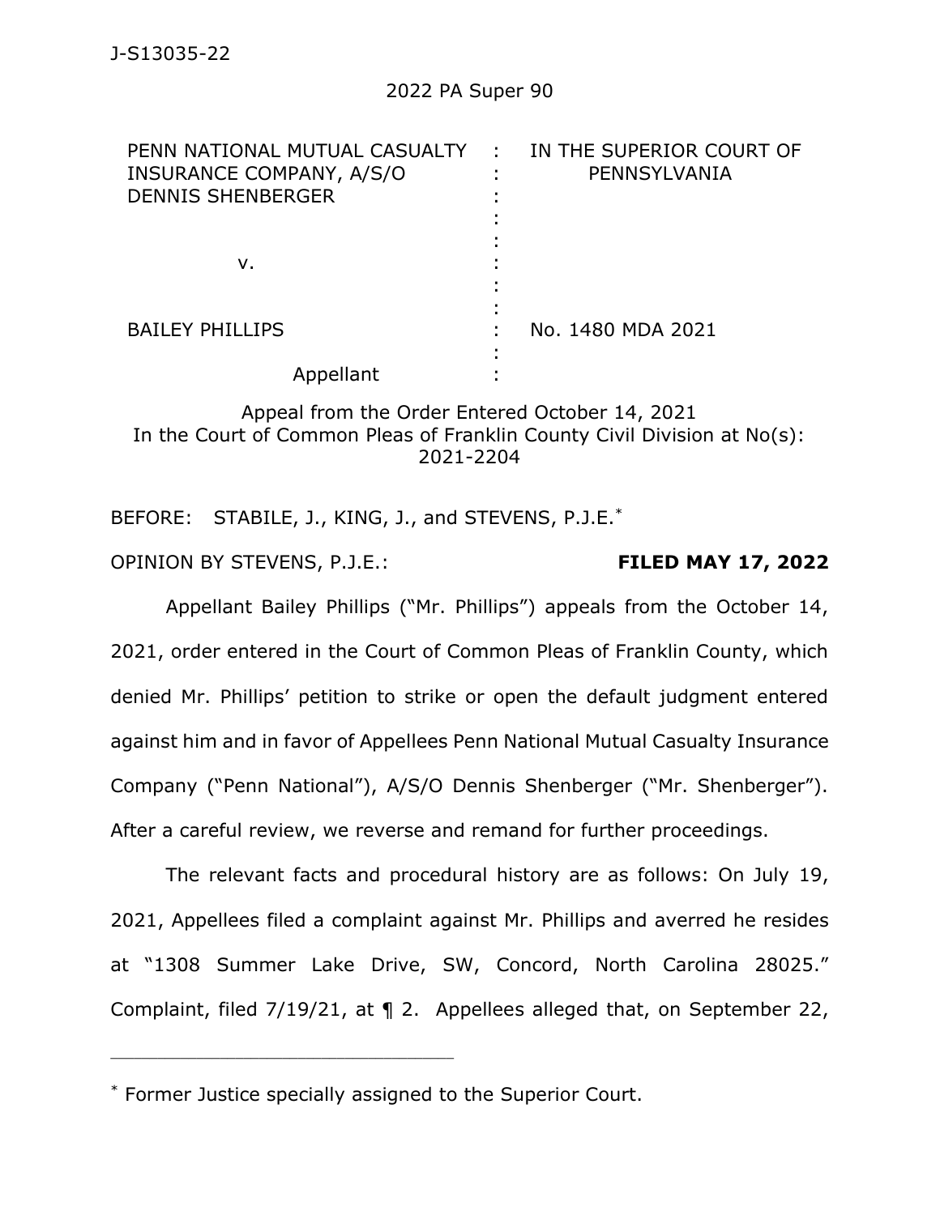J-S13035-22

2022 PA Super 90

| | | |
|---|---|---|
| PENN NATIONAL MUTUAL CASUALTY INSURANCE COMPANY, A/S/O DENNIS SHENBERGER | : | IN THE SUPERIOR COURT OF PENNSYLVANIA |
| v. | : | |
| BAILEY PHILLIPS | : | No. 1480 MDA 2021 |
| Appellant | : | |

Appeal from the Order Entered October 14, 2021
In the Court of Common Pleas of Franklin County Civil Division at No(s): 2021-2204

BEFORE: STABILE, J., KING, J., and STEVENS, P.J.E.*

OPINION BY STEVENS, P.J.E.: **FILED MAY 17, 2022**

Appellant Bailey Phillips ("Mr. Phillips") appeals from the October 14, 2021, order entered in the Court of Common Pleas of Franklin County, which denied Mr. Phillips' petition to strike or open the default judgment entered against him and in favor of Appellees Penn National Mutual Casualty Insurance Company ("Penn National"), A/S/O Dennis Shenberger ("Mr. Shenberger"). After a careful review, we reverse and remand for further proceedings.

The relevant facts and procedural history are as follows: On July 19, 2021, Appellees filed a complaint against Mr. Phillips and averred he resides at "1308 Summer Lake Drive, SW, Concord, North Carolina 28025." Complaint, filed 7/19/21, at ¶ 2. Appellees alleged that, on September 22,

---

\* Former Justice specially assigned to the Superior Court.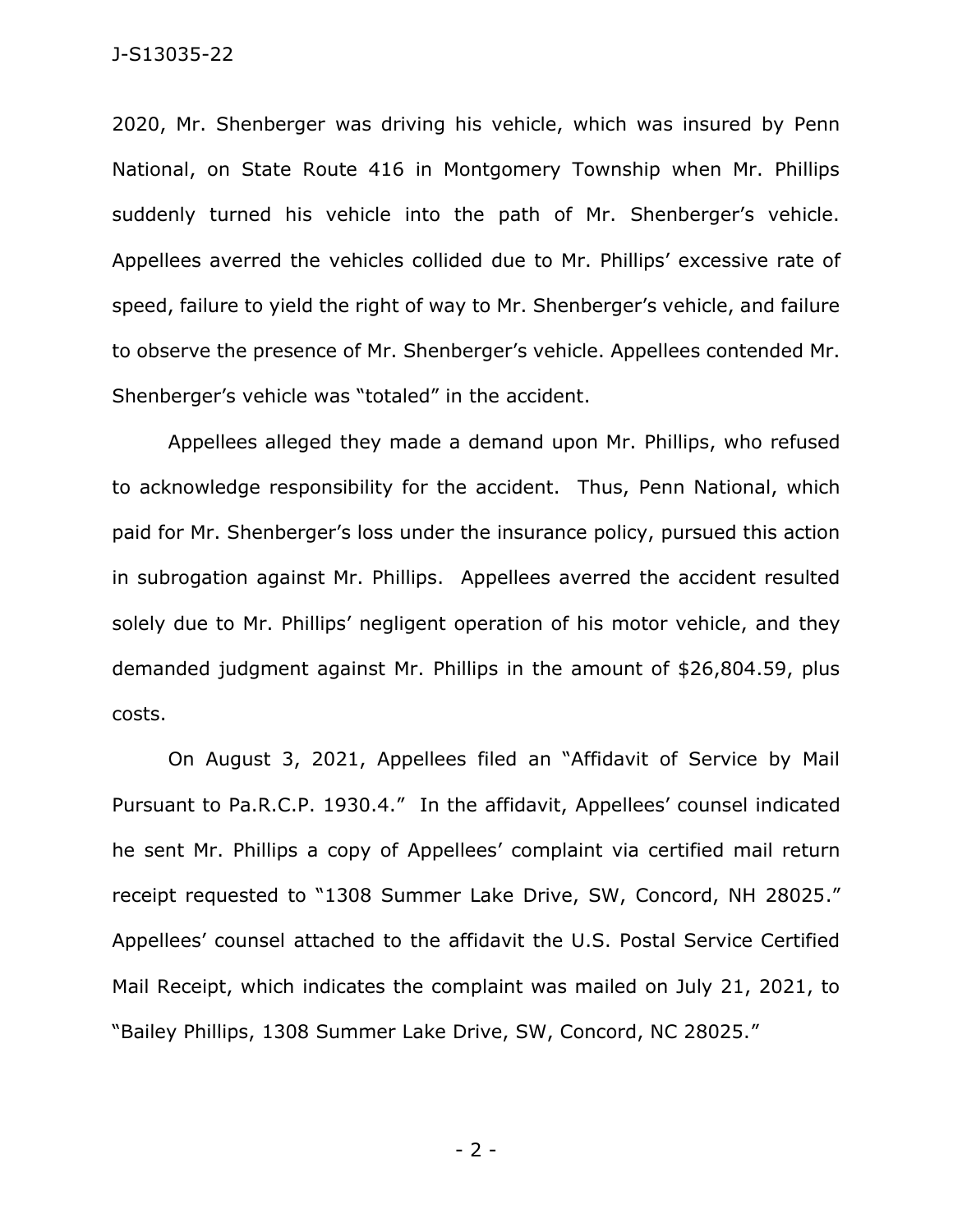2020, Mr. Shenberger was driving his vehicle, which was insured by Penn National, on State Route 416 in Montgomery Township when Mr. Phillips suddenly turned his vehicle into the path of Mr. Shenberger's vehicle. Appellees averred the vehicles collided due to Mr. Phillips' excessive rate of speed, failure to yield the right of way to Mr. Shenberger's vehicle, and failure to observe the presence of Mr. Shenberger's vehicle. Appellees contended Mr. Shenberger's vehicle was "totaled" in the accident.

Appellees alleged they made a demand upon Mr. Phillips, who refused to acknowledge responsibility for the accident. Thus, Penn National, which paid for Mr. Shenberger's loss under the insurance policy, pursued this action in subrogation against Mr. Phillips. Appellees averred the accident resulted solely due to Mr. Phillips' negligent operation of his motor vehicle, and they demanded judgment against Mr. Phillips in the amount of $26,804.59, plus costs.

On August 3, 2021, Appellees filed an "Affidavit of Service by Mail Pursuant to Pa.R.C.P. 1930.4." In the affidavit, Appellees' counsel indicated he sent Mr. Phillips a copy of Appellees' complaint via certified mail return receipt requested to "1308 Summer Lake Drive, SW, Concord, NH 28025." Appellees' counsel attached to the affidavit the U.S. Postal Service Certified Mail Receipt, which indicates the complaint was mailed on July 21, 2021, to "Bailey Phillips, 1308 Summer Lake Drive, SW, Concord, NC 28025."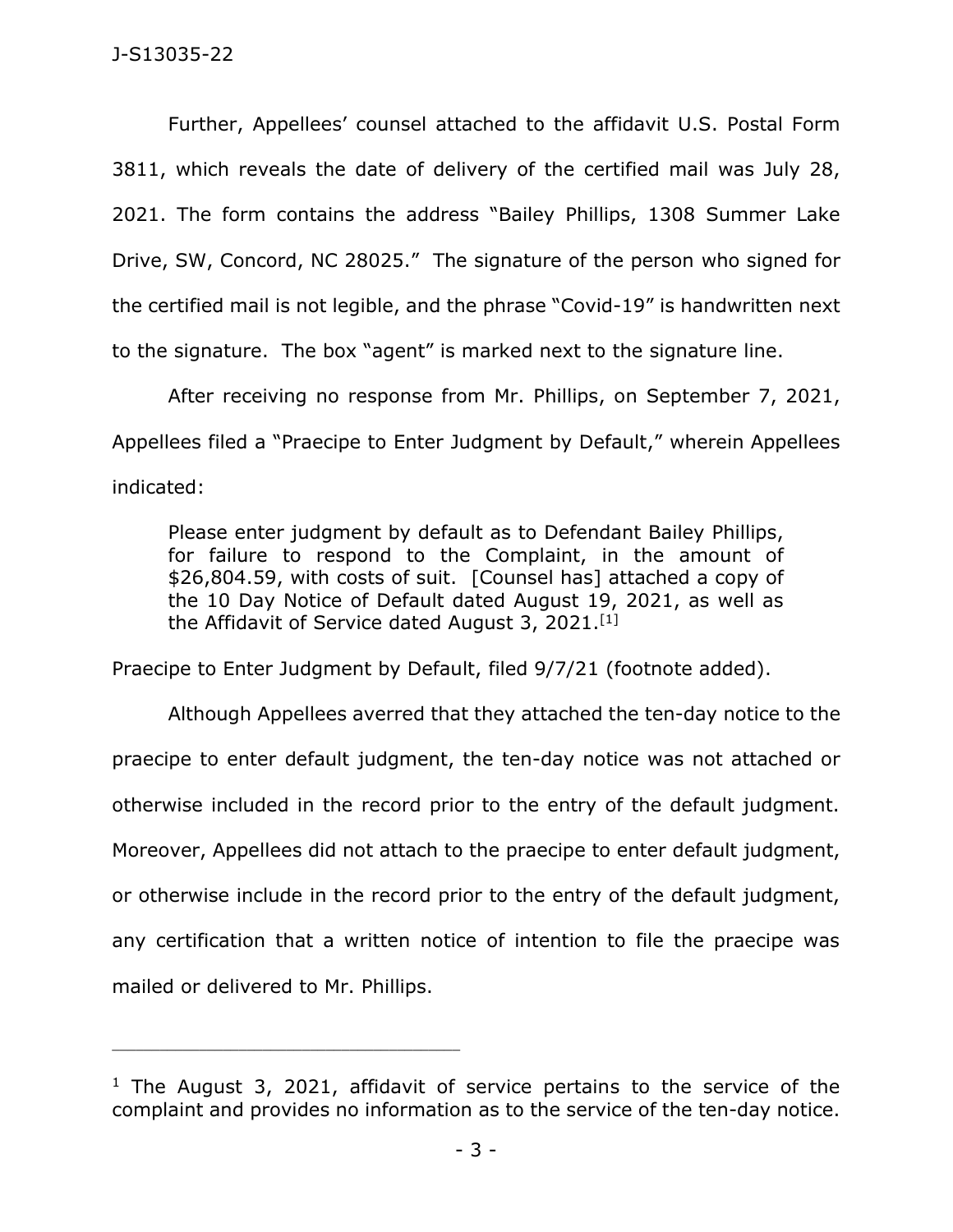Further, Appellees' counsel attached to the affidavit U.S. Postal Form 3811, which reveals the date of delivery of the certified mail was July 28, 2021. The form contains the address "Bailey Phillips, 1308 Summer Lake Drive, SW, Concord, NC 28025." The signature of the person who signed for the certified mail is not legible, and the phrase "Covid-19" is handwritten next to the signature. The box "agent" is marked next to the signature line.

After receiving no response from Mr. Phillips, on September 7, 2021, Appellees filed a "Praecipe to Enter Judgment by Default," wherein Appellees indicated:

> Please enter judgment by default as to Defendant Bailey Phillips, for failure to respond to the Complaint, in the amount of $26,804.59, with costs of suit. [Counsel has] attached a copy of the 10 Day Notice of Default dated August 19, 2021, as well as the Affidavit of Service dated August 3, 2021.[1]

Praecipe to Enter Judgment by Default, filed 9/7/21 (footnote added).

Although Appellees averred that they attached the ten-day notice to the praecipe to enter default judgment, the ten-day notice was not attached or otherwise included in the record prior to the entry of the default judgment. Moreover, Appellees did not attach to the praecipe to enter default judgment, or otherwise include in the record prior to the entry of the default judgment, any certification that a written notice of intention to file the praecipe was mailed or delivered to Mr. Phillips.

---

[1] The August 3, 2021, affidavit of service pertains to the service of the complaint and provides no information as to the service of the ten-day notice.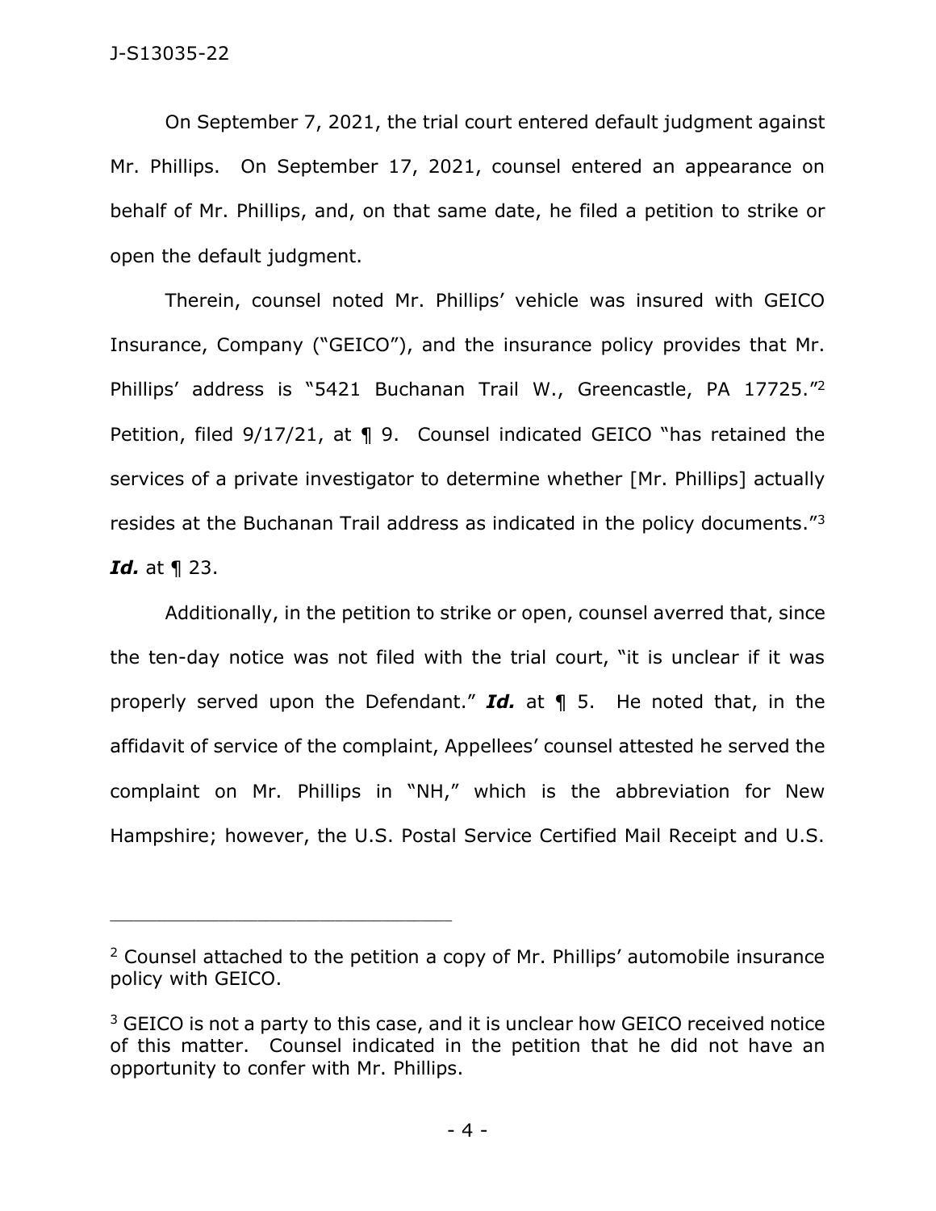On September 7, 2021, the trial court entered default judgment against Mr. Phillips. On September 17, 2021, counsel entered an appearance on behalf of Mr. Phillips, and, on that same date, he filed a petition to strike or open the default judgment.

Therein, counsel noted Mr. Phillips' vehicle was insured with GEICO Insurance, Company ("GEICO"), and the insurance policy provides that Mr. Phillips' address is "5421 Buchanan Trail W., Greencastle, PA 17725."[2] Petition, filed 9/17/21, at ¶ 9. Counsel indicated GEICO "has retained the services of a private investigator to determine whether [Mr. Phillips] actually resides at the Buchanan Trail address as indicated in the policy documents."[3] ***Id.*** at ¶ 23.

Additionally, in the petition to strike or open, counsel averred that, since the ten-day notice was not filed with the trial court, "it is unclear if it was properly served upon the Defendant." ***Id.*** at ¶ 5. He noted that, in the affidavit of service of the complaint, Appellees' counsel attested he served the complaint on Mr. Phillips in "NH," which is the abbreviation for New Hampshire; however, the U.S. Postal Service Certified Mail Receipt and U.S.

---

[2] Counsel attached to the petition a copy of Mr. Phillips' automobile insurance policy with GEICO.

[3] GEICO is not a party to this case, and it is unclear how GEICO received notice of this matter. Counsel indicated in the petition that he did not have an opportunity to confer with Mr. Phillips.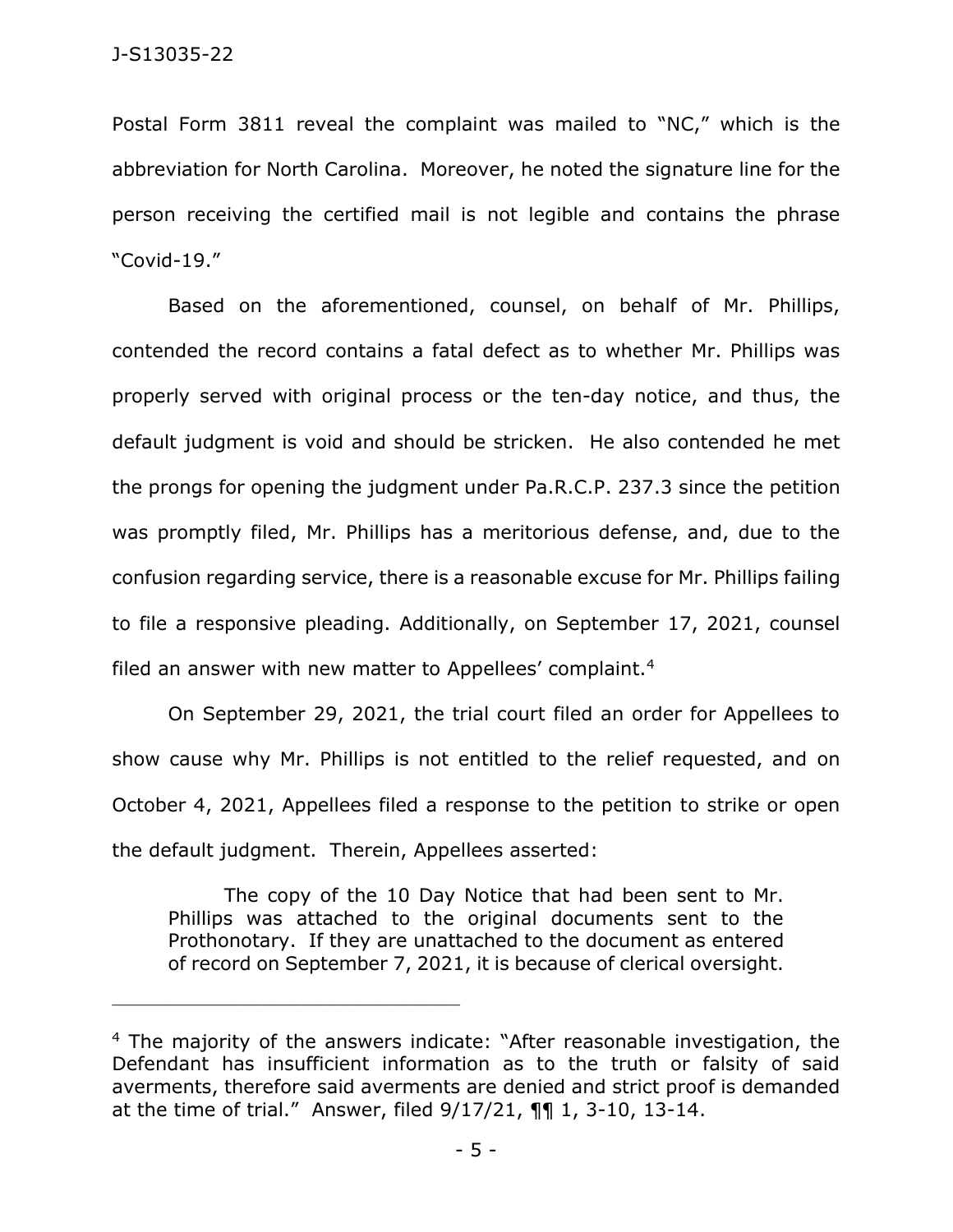Postal Form 3811 reveal the complaint was mailed to "NC," which is the abbreviation for North Carolina. Moreover, he noted the signature line for the person receiving the certified mail is not legible and contains the phrase "Covid-19."

Based on the aforementioned, counsel, on behalf of Mr. Phillips, contended the record contains a fatal defect as to whether Mr. Phillips was properly served with original process or the ten-day notice, and thus, the default judgment is void and should be stricken. He also contended he met the prongs for opening the judgment under Pa.R.C.P. 237.3 since the petition was promptly filed, Mr. Phillips has a meritorious defense, and, due to the confusion regarding service, there is a reasonable excuse for Mr. Phillips failing to file a responsive pleading. Additionally, on September 17, 2021, counsel filed an answer with new matter to Appellees' complaint.[4]

On September 29, 2021, the trial court filed an order for Appellees to show cause why Mr. Phillips is not entitled to the relief requested, and on October 4, 2021, Appellees filed a response to the petition to strike or open the default judgment. Therein, Appellees asserted:

> The copy of the 10 Day Notice that had been sent to Mr. Phillips was attached to the original documents sent to the Prothonotary. If they are unattached to the document as entered of record on September 7, 2021, it is because of clerical oversight.

---

[4] The majority of the answers indicate: "After reasonable investigation, the Defendant has insufficient information as to the truth or falsity of said averments, therefore said averments are denied and strict proof is demanded at the time of trial." Answer, filed 9/17/21, ¶¶ 1, 3-10, 13-14.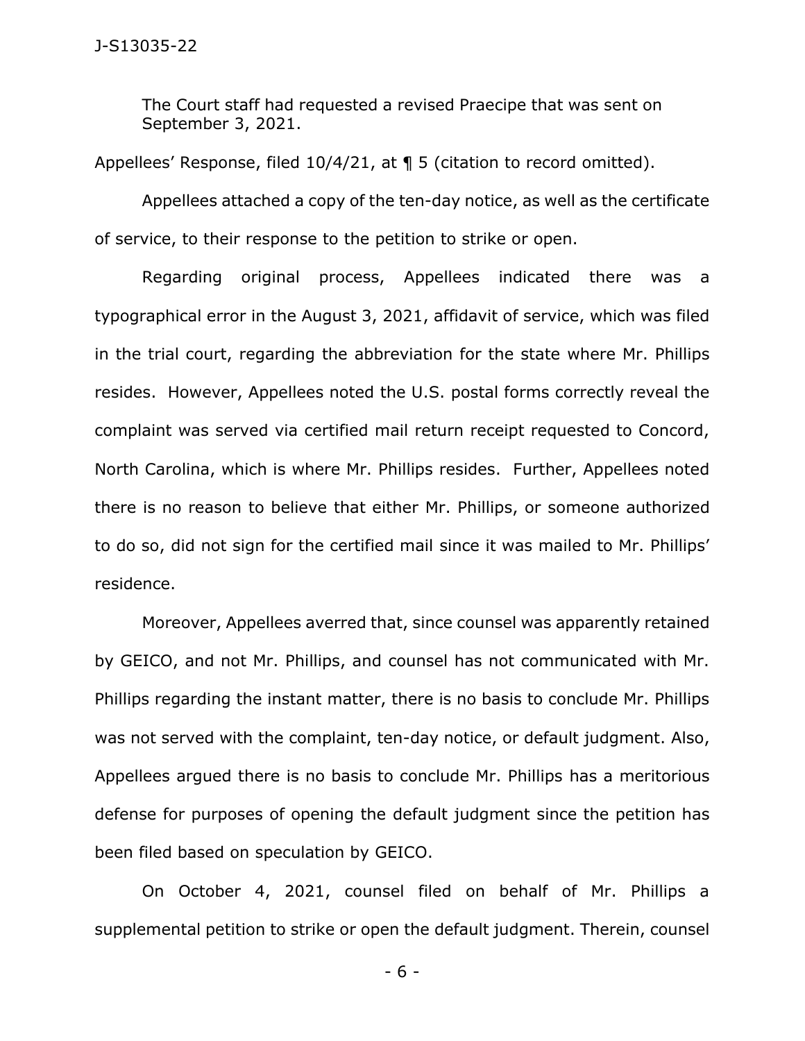> The Court staff had requested a revised Praecipe that was sent on September 3, 2021.

Appellees' Response, filed 10/4/21, at ¶ 5 (citation to record omitted).

Appellees attached a copy of the ten-day notice, as well as the certificate of service, to their response to the petition to strike or open.

Regarding original process, Appellees indicated there was a typographical error in the August 3, 2021, affidavit of service, which was filed in the trial court, regarding the abbreviation for the state where Mr. Phillips resides. However, Appellees noted the U.S. postal forms correctly reveal the complaint was served via certified mail return receipt requested to Concord, North Carolina, which is where Mr. Phillips resides. Further, Appellees noted there is no reason to believe that either Mr. Phillips, or someone authorized to do so, did not sign for the certified mail since it was mailed to Mr. Phillips' residence.

Moreover, Appellees averred that, since counsel was apparently retained by GEICO, and not Mr. Phillips, and counsel has not communicated with Mr. Phillips regarding the instant matter, there is no basis to conclude Mr. Phillips was not served with the complaint, ten-day notice, or default judgment. Also, Appellees argued there is no basis to conclude Mr. Phillips has a meritorious defense for purposes of opening the default judgment since the petition has been filed based on speculation by GEICO.

On October 4, 2021, counsel filed on behalf of Mr. Phillips a supplemental petition to strike or open the default judgment. Therein, counsel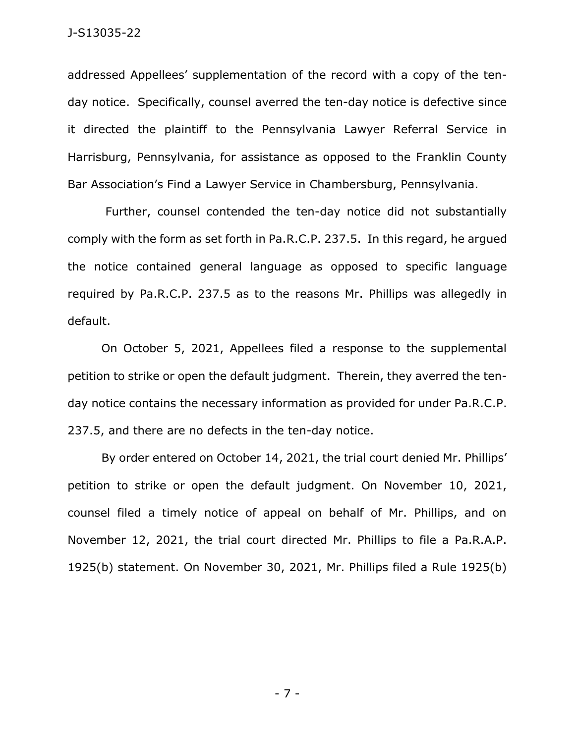addressed Appellees' supplementation of the record with a copy of the ten-day notice. Specifically, counsel averred the ten-day notice is defective since it directed the plaintiff to the Pennsylvania Lawyer Referral Service in Harrisburg, Pennsylvania, for assistance as opposed to the Franklin County Bar Association's Find a Lawyer Service in Chambersburg, Pennsylvania.

Further, counsel contended the ten-day notice did not substantially comply with the form as set forth in Pa.R.C.P. 237.5. In this regard, he argued the notice contained general language as opposed to specific language required by Pa.R.C.P. 237.5 as to the reasons Mr. Phillips was allegedly in default.

On October 5, 2021, Appellees filed a response to the supplemental petition to strike or open the default judgment. Therein, they averred the ten-day notice contains the necessary information as provided for under Pa.R.C.P. 237.5, and there are no defects in the ten-day notice.

By order entered on October 14, 2021, the trial court denied Mr. Phillips' petition to strike or open the default judgment. On November 10, 2021, counsel filed a timely notice of appeal on behalf of Mr. Phillips, and on November 12, 2021, the trial court directed Mr. Phillips to file a Pa.R.A.P. 1925(b) statement. On November 30, 2021, Mr. Phillips filed a Rule 1925(b)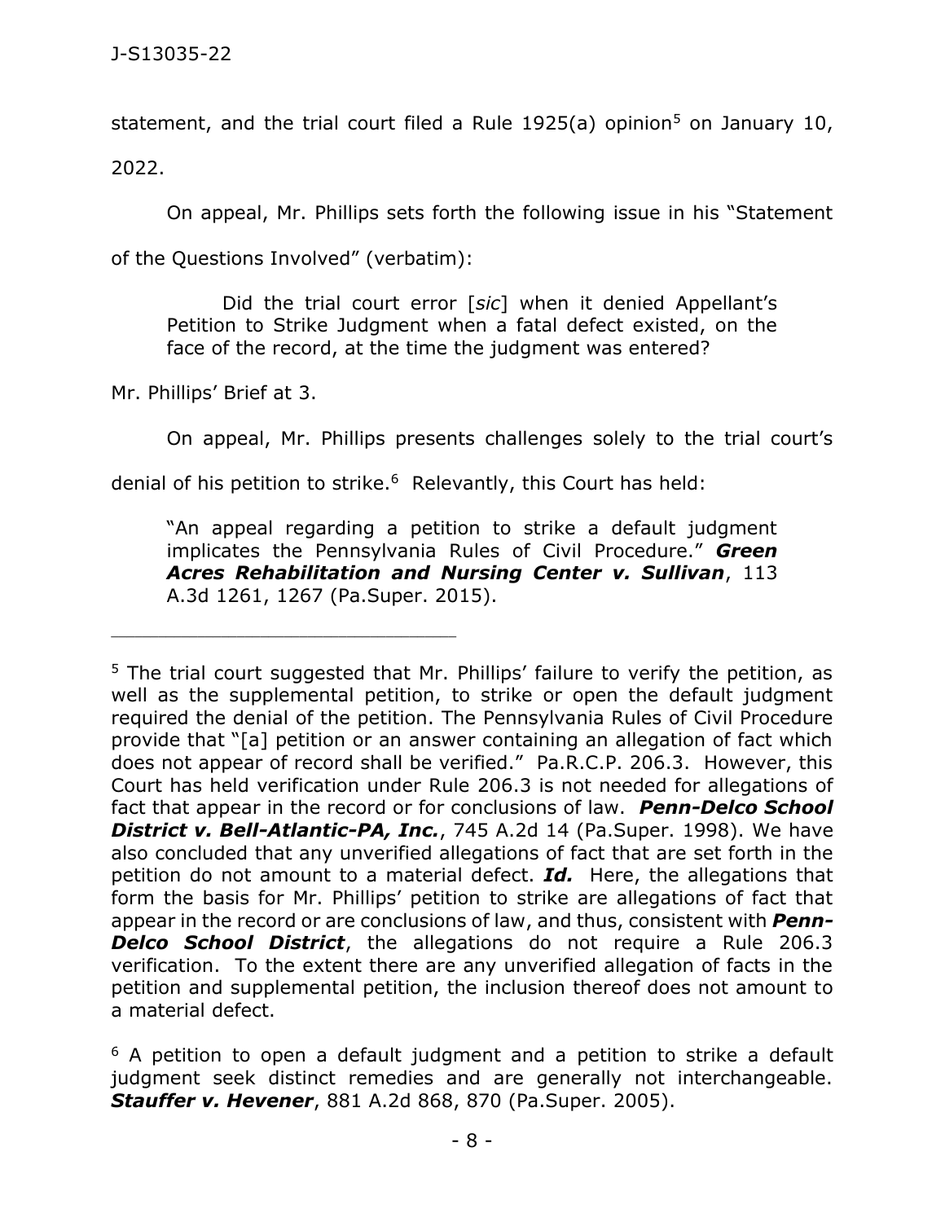statement, and the trial court filed a Rule 1925(a) opinion[5] on January 10, 2022.

On appeal, Mr. Phillips sets forth the following issue in his "Statement of the Questions Involved" (verbatim):

> Did the trial court error [*sic*] when it denied Appellant's Petition to Strike Judgment when a fatal defect existed, on the face of the record, at the time the judgment was entered?

Mr. Phillips' Brief at 3.

On appeal, Mr. Phillips presents challenges solely to the trial court's denial of his petition to strike.[6] Relevantly, this Court has held:

> "An appeal regarding a petition to strike a default judgment implicates the Pennsylvania Rules of Civil Procedure." ***Green Acres Rehabilitation and Nursing Center v. Sullivan***, 113 A.3d 1261, 1267 (Pa.Super. 2015).

---

[5] The trial court suggested that Mr. Phillips' failure to verify the petition, as well as the supplemental petition, to strike or open the default judgment required the denial of the petition. The Pennsylvania Rules of Civil Procedure provide that "[a] petition or an answer containing an allegation of fact which does not appear of record shall be verified." Pa.R.C.P. 206.3. However, this Court has held verification under Rule 206.3 is not needed for allegations of fact that appear in the record or for conclusions of law. ***Penn-Delco School District v. Bell-Atlantic-PA, Inc.***, 745 A.2d 14 (Pa.Super. 1998). We have also concluded that any unverified allegations of fact that are set forth in the petition do not amount to a material defect. ***Id.*** Here, the allegations that form the basis for Mr. Phillips' petition to strike are allegations of fact that appear in the record or are conclusions of law, and thus, consistent with ***Penn-Delco School District***, the allegations do not require a Rule 206.3 verification. To the extent there are any unverified allegation of facts in the petition and supplemental petition, the inclusion thereof does not amount to a material defect.

[6] A petition to open a default judgment and a petition to strike a default judgment seek distinct remedies and are generally not interchangeable. ***Stauffer v. Hevener***, 881 A.2d 868, 870 (Pa.Super. 2005).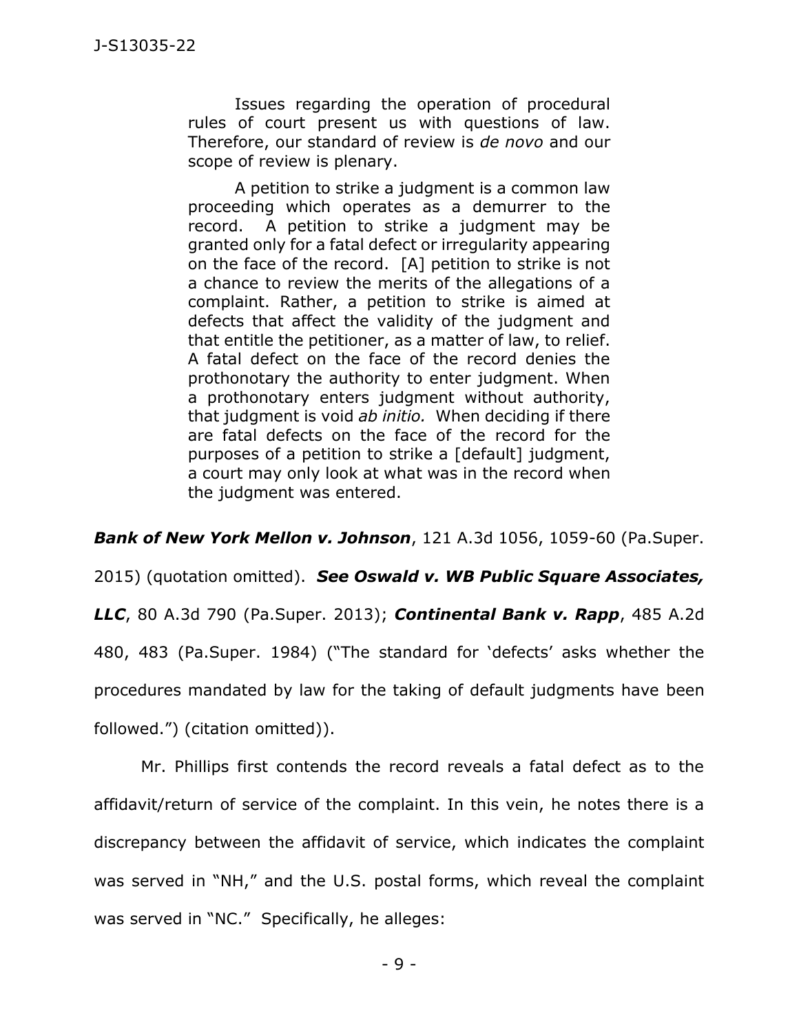> Issues regarding the operation of procedural rules of court present us with questions of law. Therefore, our standard of review is *de novo* and our scope of review is plenary.
>
> A petition to strike a judgment is a common law proceeding which operates as a demurrer to the record. A petition to strike a judgment may be granted only for a fatal defect or irregularity appearing on the face of the record. [A] petition to strike is not a chance to review the merits of the allegations of a complaint. Rather, a petition to strike is aimed at defects that affect the validity of the judgment and that entitle the petitioner, as a matter of law, to relief. A fatal defect on the face of the record denies the prothonotary the authority to enter judgment. When a prothonotary enters judgment without authority, that judgment is void *ab initio.* When deciding if there are fatal defects on the face of the record for the purposes of a petition to strike a [default] judgment, a court may only look at what was in the record when the judgment was entered.

***Bank of New York Mellon v. Johnson***, 121 A.3d 1056, 1059-60 (Pa.Super. 2015) (quotation omitted). ***See Oswald v. WB Public Square Associates, LLC***, 80 A.3d 790 (Pa.Super. 2013); ***Continental Bank v. Rapp***, 485 A.2d 480, 483 (Pa.Super. 1984) ("The standard for 'defects' asks whether the procedures mandated by law for the taking of default judgments have been followed.") (citation omitted)).

Mr. Phillips first contends the record reveals a fatal defect as to the affidavit/return of service of the complaint. In this vein, he notes there is a discrepancy between the affidavit of service, which indicates the complaint was served in "NH," and the U.S. postal forms, which reveal the complaint was served in "NC." Specifically, he alleges: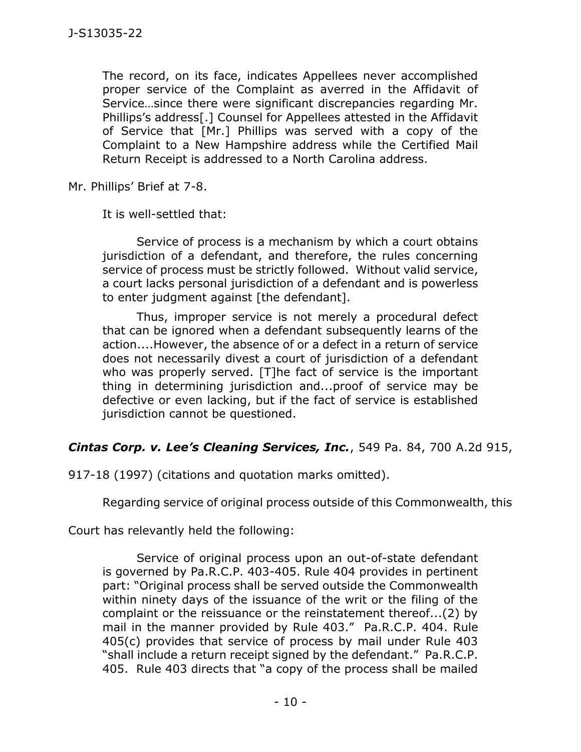> The record, on its face, indicates Appellees never accomplished proper service of the Complaint as averred in the Affidavit of Service…since there were significant discrepancies regarding Mr. Phillips's address[.] Counsel for Appellees attested in the Affidavit of Service that [Mr.] Phillips was served with a copy of the Complaint to a New Hampshire address while the Certified Mail Return Receipt is addressed to a North Carolina address.

Mr. Phillips' Brief at 7-8.

It is well-settled that:

> Service of process is a mechanism by which a court obtains jurisdiction of a defendant, and therefore, the rules concerning service of process must be strictly followed. Without valid service, a court lacks personal jurisdiction of a defendant and is powerless to enter judgment against [the defendant].
>
> Thus, improper service is not merely a procedural defect that can be ignored when a defendant subsequently learns of the action....However, the absence of or a defect in a return of service does not necessarily divest a court of jurisdiction of a defendant who was properly served. [T]he fact of service is the important thing in determining jurisdiction and...proof of service may be defective or even lacking, but if the fact of service is established jurisdiction cannot be questioned.

***Cintas Corp. v. Lee's Cleaning Services, Inc.***, 549 Pa. 84, 700 A.2d 915, 917-18 (1997) (citations and quotation marks omitted).

Regarding service of original process outside of this Commonwealth, this Court has relevantly held the following:

> Service of original process upon an out-of-state defendant is governed by Pa.R.C.P. 403-405. Rule 404 provides in pertinent part: "Original process shall be served outside the Commonwealth within ninety days of the issuance of the writ or the filing of the complaint or the reissuance or the reinstatement thereof...(2) by mail in the manner provided by Rule 403." Pa.R.C.P. 404. Rule 405(c) provides that service of process by mail under Rule 403 "shall include a return receipt signed by the defendant." Pa.R.C.P. 405. Rule 403 directs that "a copy of the process shall be mailed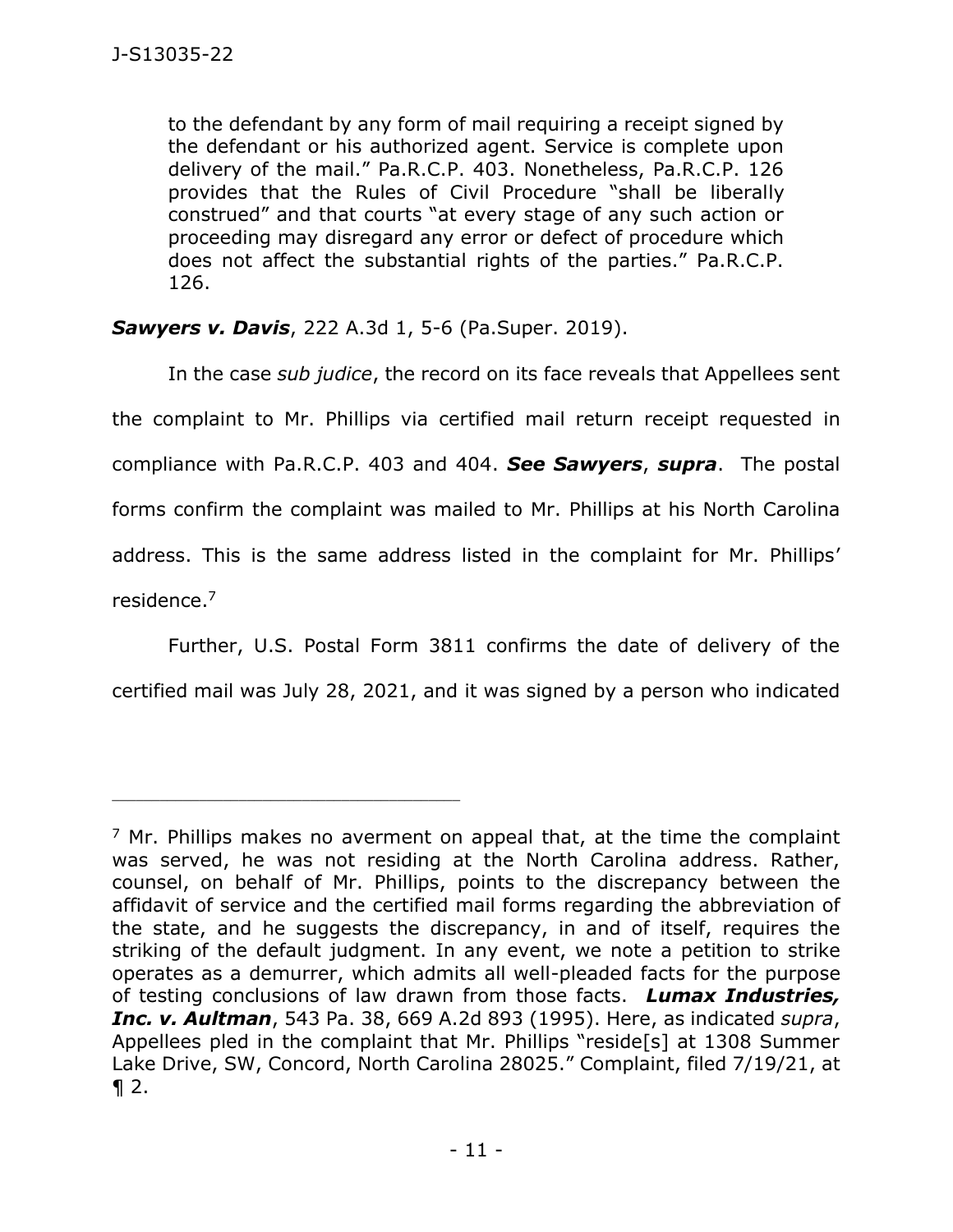> to the defendant by any form of mail requiring a receipt signed by the defendant or his authorized agent. Service is complete upon delivery of the mail." Pa.R.C.P. 403. Nonetheless, Pa.R.C.P. 126 provides that the Rules of Civil Procedure "shall be liberally construed" and that courts "at every stage of any such action or proceeding may disregard any error or defect of procedure which does not affect the substantial rights of the parties." Pa.R.C.P. 126.

***Sawyers v. Davis***, 222 A.3d 1, 5-6 (Pa.Super. 2019).

In the case *sub judice*, the record on its face reveals that Appellees sent the complaint to Mr. Phillips via certified mail return receipt requested in compliance with Pa.R.C.P. 403 and 404. ***See Sawyers***, ***supra***. The postal forms confirm the complaint was mailed to Mr. Phillips at his North Carolina address. This is the same address listed in the complaint for Mr. Phillips' residence.[7]

Further, U.S. Postal Form 3811 confirms the date of delivery of the certified mail was July 28, 2021, and it was signed by a person who indicated

---

[7] Mr. Phillips makes no averment on appeal that, at the time the complaint was served, he was not residing at the North Carolina address. Rather, counsel, on behalf of Mr. Phillips, points to the discrepancy between the affidavit of service and the certified mail forms regarding the abbreviation of the state, and he suggests the discrepancy, in and of itself, requires the striking of the default judgment. In any event, we note a petition to strike operates as a demurrer, which admits all well-pleaded facts for the purpose of testing conclusions of law drawn from those facts. ***Lumax Industries, Inc. v. Aultman***, 543 Pa. 38, 669 A.2d 893 (1995). Here, as indicated *supra*, Appellees pled in the complaint that Mr. Phillips "reside[s] at 1308 Summer Lake Drive, SW, Concord, North Carolina 28025." Complaint, filed 7/19/21, at ¶ 2.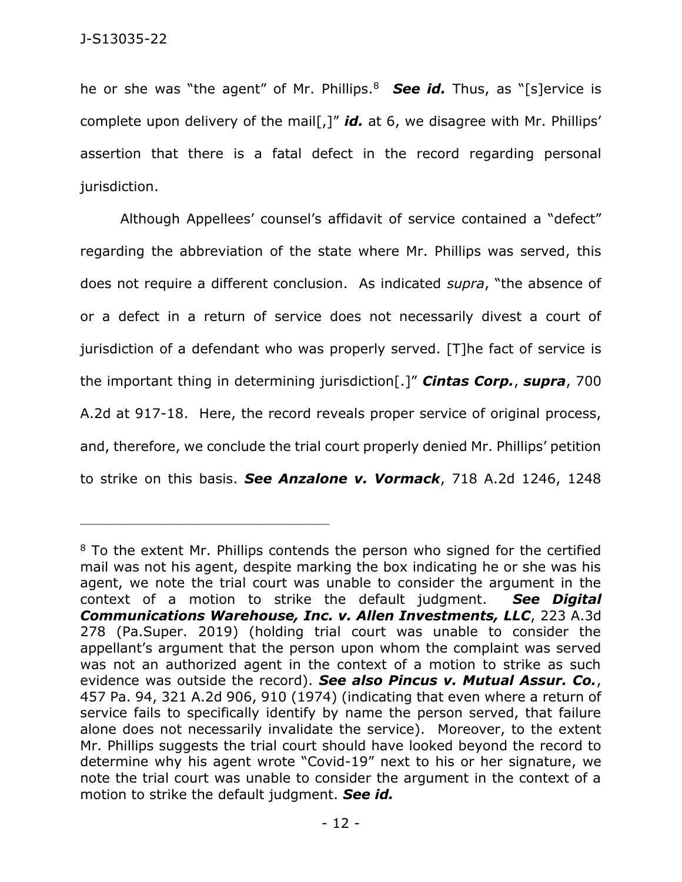he or she was "the agent" of Mr. Phillips.[8] ***See id.*** Thus, as "[s]ervice is complete upon delivery of the mail[,]" ***id.*** at 6, we disagree with Mr. Phillips' assertion that there is a fatal defect in the record regarding personal jurisdiction.

Although Appellees' counsel's affidavit of service contained a "defect" regarding the abbreviation of the state where Mr. Phillips was served, this does not require a different conclusion. As indicated *supra*, "the absence of or a defect in a return of service does not necessarily divest a court of jurisdiction of a defendant who was properly served. [T]he fact of service is the important thing in determining jurisdiction[.]" ***Cintas Corp.***, ***supra***, 700 A.2d at 917-18. Here, the record reveals proper service of original process, and, therefore, we conclude the trial court properly denied Mr. Phillips' petition to strike on this basis. ***See Anzalone v. Vormack***, 718 A.2d 1246, 1248

---

[8] To the extent Mr. Phillips contends the person who signed for the certified mail was not his agent, despite marking the box indicating he or she was his agent, we note the trial court was unable to consider the argument in the context of a motion to strike the default judgment. ***See Digital Communications Warehouse, Inc. v. Allen Investments, LLC***, 223 A.3d 278 (Pa.Super. 2019) (holding trial court was unable to consider the appellant's argument that the person upon whom the complaint was served was not an authorized agent in the context of a motion to strike as such evidence was outside the record). ***See also Pincus v. Mutual Assur. Co.***, 457 Pa. 94, 321 A.2d 906, 910 (1974) (indicating that even where a return of service fails to specifically identify by name the person served, that failure alone does not necessarily invalidate the service). Moreover, to the extent Mr. Phillips suggests the trial court should have looked beyond the record to determine why his agent wrote "Covid-19" next to his or her signature, we note the trial court was unable to consider the argument in the context of a motion to strike the default judgment. ***See id.***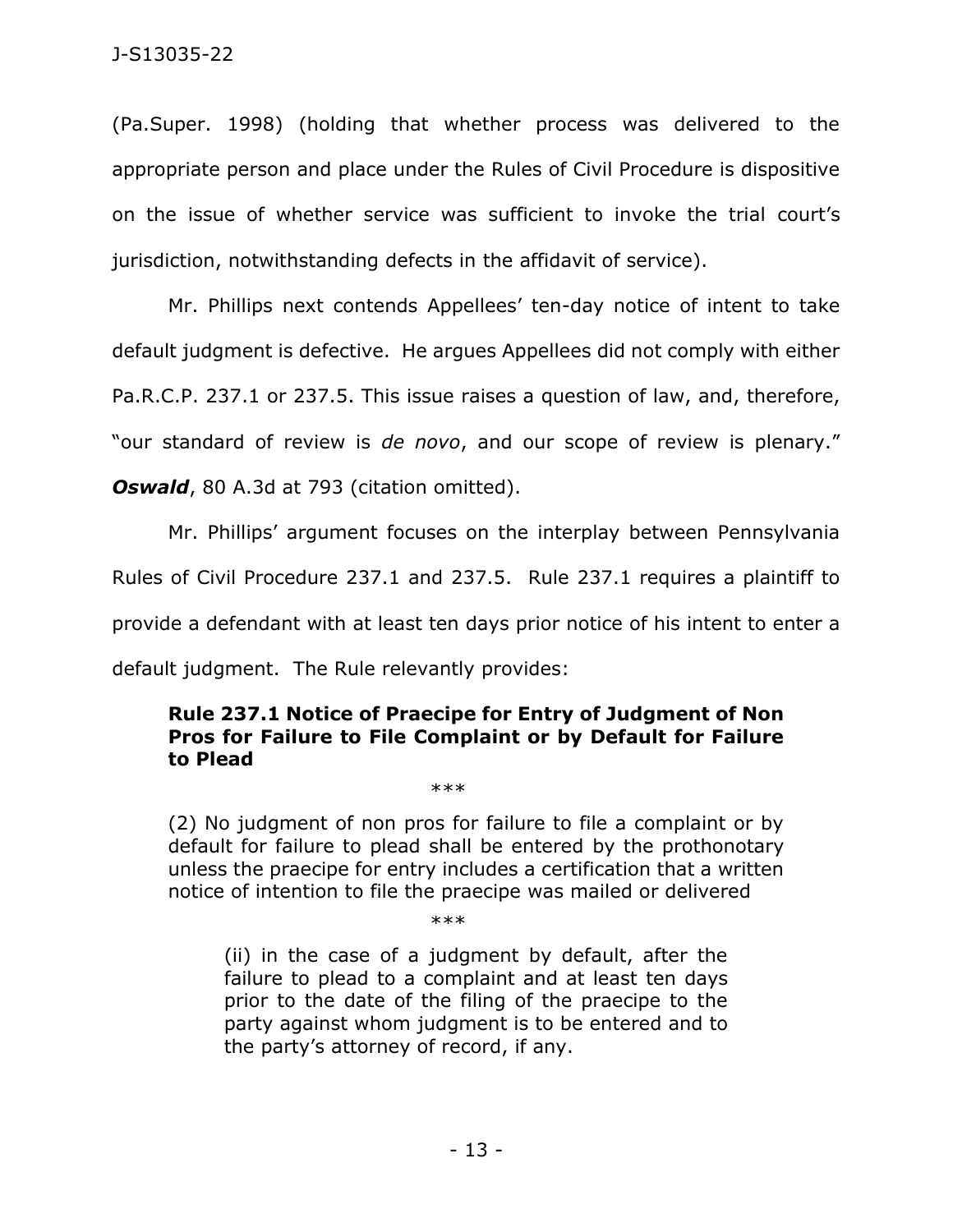(Pa.Super. 1998) (holding that whether process was delivered to the appropriate person and place under the Rules of Civil Procedure is dispositive on the issue of whether service was sufficient to invoke the trial court's jurisdiction, notwithstanding defects in the affidavit of service).

Mr. Phillips next contends Appellees' ten-day notice of intent to take default judgment is defective. He argues Appellees did not comply with either Pa.R.C.P. 237.1 or 237.5. This issue raises a question of law, and, therefore, "our standard of review is *de novo*, and our scope of review is plenary." ***Oswald***, 80 A.3d at 793 (citation omitted).

Mr. Phillips' argument focuses on the interplay between Pennsylvania Rules of Civil Procedure 237.1 and 237.5. Rule 237.1 requires a plaintiff to provide a defendant with at least ten days prior notice of his intent to enter a default judgment. The Rule relevantly provides:

> **Rule 237.1 Notice of Praecipe for Entry of Judgment of Non Pros for Failure to File Complaint or by Default for Failure to Plead**
>
> ***
>
> (2) No judgment of non pros for failure to file a complaint or by default for failure to plead shall be entered by the prothonotary unless the praecipe for entry includes a certification that a written notice of intention to file the praecipe was mailed or delivered
>
> ***
>
> > (ii) in the case of a judgment by default, after the failure to plead to a complaint and at least ten days prior to the date of the filing of the praecipe to the party against whom judgment is to be entered and to the party's attorney of record, if any.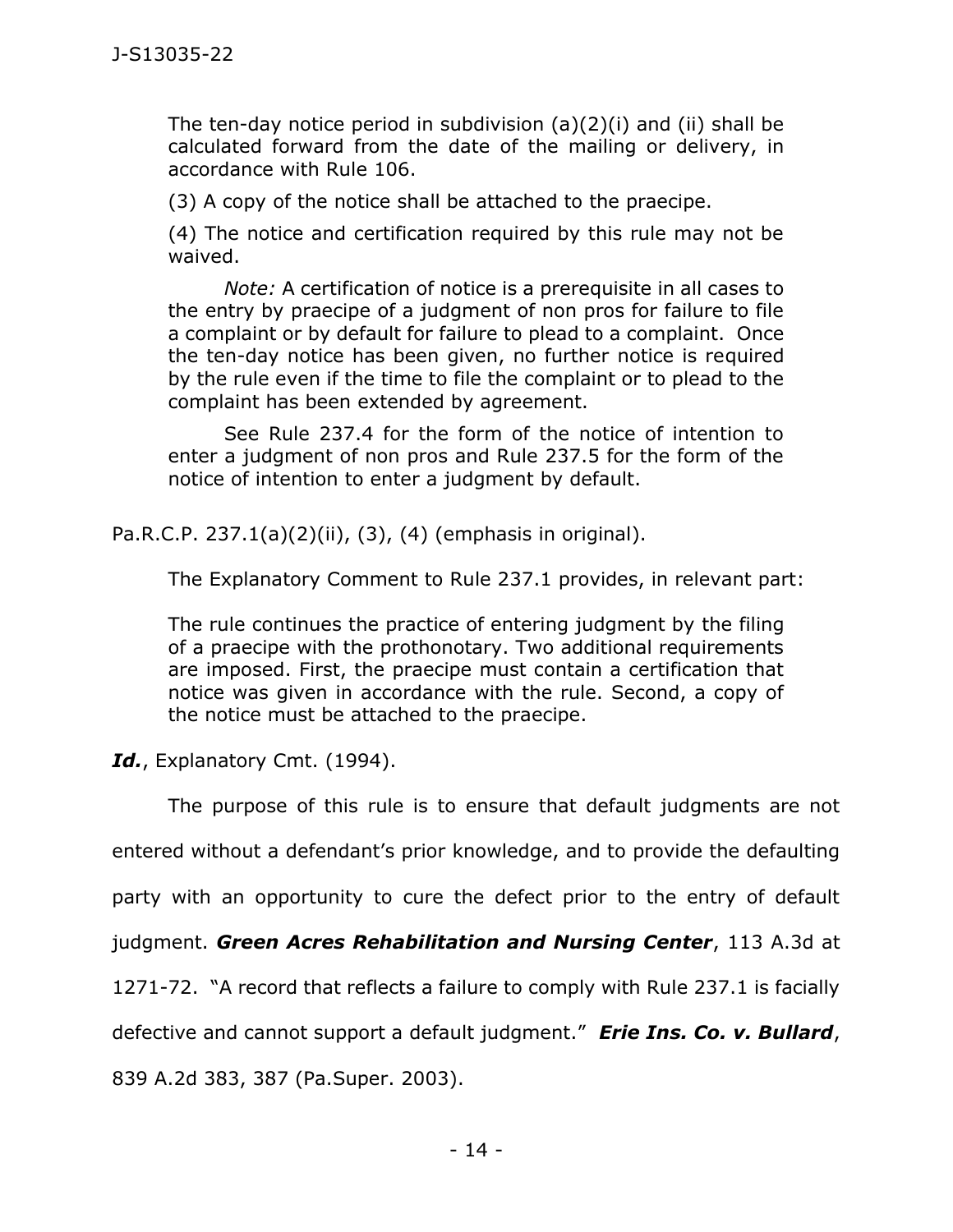> The ten-day notice period in subdivision (a)(2)(i) and (ii) shall be calculated forward from the date of the mailing or delivery, in accordance with Rule 106.
>
> (3) A copy of the notice shall be attached to the praecipe.
>
> (4) The notice and certification required by this rule may not be waived.
>
> *Note:* A certification of notice is a prerequisite in all cases to the entry by praecipe of a judgment of non pros for failure to file a complaint or by default for failure to plead to a complaint. Once the ten-day notice has been given, no further notice is required by the rule even if the time to file the complaint or to plead to the complaint has been extended by agreement.
>
> See Rule 237.4 for the form of the notice of intention to enter a judgment of non pros and Rule 237.5 for the form of the notice of intention to enter a judgment by default.

Pa.R.C.P. 237.1(a)(2)(ii), (3), (4) (emphasis in original).

The Explanatory Comment to Rule 237.1 provides, in relevant part:

> The rule continues the practice of entering judgment by the filing of a praecipe with the prothonotary. Two additional requirements are imposed. First, the praecipe must contain a certification that notice was given in accordance with the rule. Second, a copy of the notice must be attached to the praecipe.

***Id.***, Explanatory Cmt. (1994).

The purpose of this rule is to ensure that default judgments are not entered without a defendant's prior knowledge, and to provide the defaulting party with an opportunity to cure the defect prior to the entry of default judgment. ***Green Acres Rehabilitation and Nursing Center***, 113 A.3d at 1271-72. "A record that reflects a failure to comply with Rule 237.1 is facially defective and cannot support a default judgment." ***Erie Ins. Co. v. Bullard***, 839 A.2d 383, 387 (Pa.Super. 2003).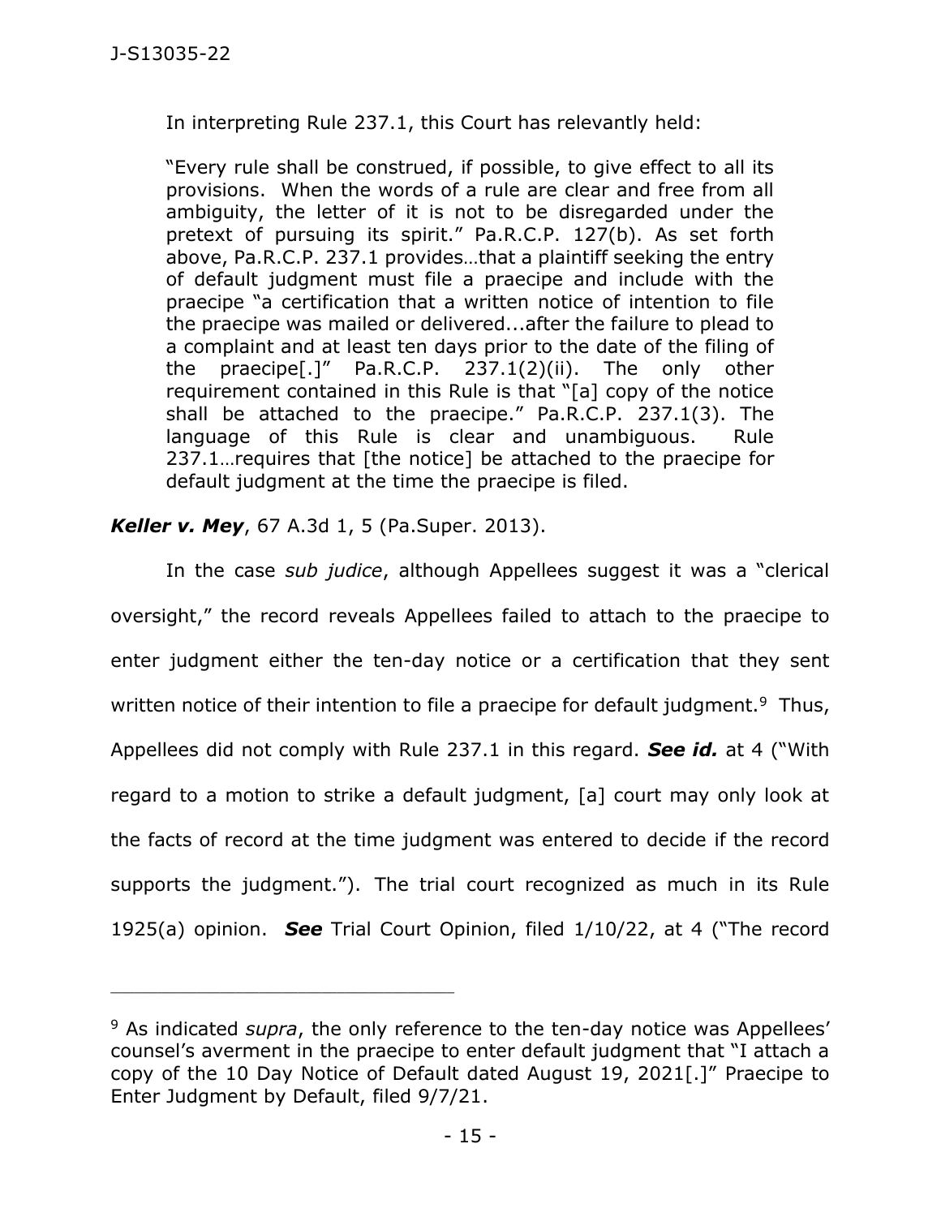In interpreting Rule 237.1, this Court has relevantly held:

> "Every rule shall be construed, if possible, to give effect to all its provisions. When the words of a rule are clear and free from all ambiguity, the letter of it is not to be disregarded under the pretext of pursuing its spirit." Pa.R.C.P. 127(b). As set forth above, Pa.R.C.P. 237.1 provides…that a plaintiff seeking the entry of default judgment must file a praecipe and include with the praecipe "a certification that a written notice of intention to file the praecipe was mailed or delivered...after the failure to plead to a complaint and at least ten days prior to the date of the filing of the praecipe[.]" Pa.R.C.P. 237.1(2)(ii). The only other requirement contained in this Rule is that "[a] copy of the notice shall be attached to the praecipe." Pa.R.C.P. 237.1(3). The language of this Rule is clear and unambiguous. Rule 237.1…requires that [the notice] be attached to the praecipe for default judgment at the time the praecipe is filed.

***Keller v. Mey***, 67 A.3d 1, 5 (Pa.Super. 2013).

In the case *sub judice*, although Appellees suggest it was a "clerical oversight," the record reveals Appellees failed to attach to the praecipe to enter judgment either the ten-day notice or a certification that they sent written notice of their intention to file a praecipe for default judgment.[9] Thus, Appellees did not comply with Rule 237.1 in this regard. ***See id.*** at 4 ("With regard to a motion to strike a default judgment, [a] court may only look at the facts of record at the time judgment was entered to decide if the record supports the judgment."). The trial court recognized as much in its Rule 1925(a) opinion. ***See*** Trial Court Opinion, filed 1/10/22, at 4 ("The record

---

[9] As indicated *supra*, the only reference to the ten-day notice was Appellees' counsel's averment in the praecipe to enter default judgment that "I attach a copy of the 10 Day Notice of Default dated August 19, 2021[.]" Praecipe to Enter Judgment by Default, filed 9/7/21.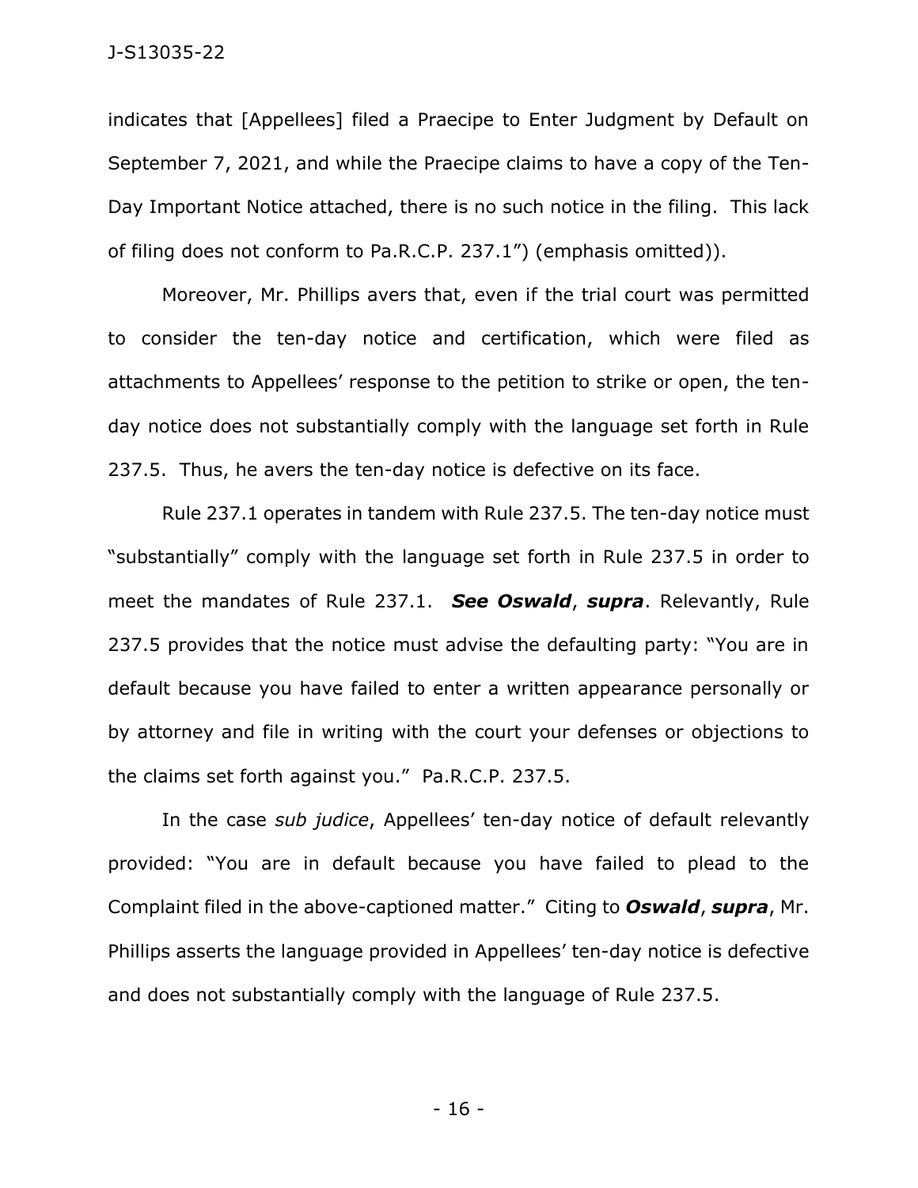indicates that [Appellees] filed a Praecipe to Enter Judgment by Default on September 7, 2021, and while the Praecipe claims to have a copy of the Ten-Day Important Notice attached, there is no such notice in the filing. This lack of filing does not conform to Pa.R.C.P. 237.1") (emphasis omitted)).

Moreover, Mr. Phillips avers that, even if the trial court was permitted to consider the ten-day notice and certification, which were filed as attachments to Appellees' response to the petition to strike or open, the ten-day notice does not substantially comply with the language set forth in Rule 237.5. Thus, he avers the ten-day notice is defective on its face.

Rule 237.1 operates in tandem with Rule 237.5. The ten-day notice must "substantially" comply with the language set forth in Rule 237.5 in order to meet the mandates of Rule 237.1. ***See Oswald*, *supra***. Relevantly, Rule 237.5 provides that the notice must advise the defaulting party: "You are in default because you have failed to enter a written appearance personally or by attorney and file in writing with the court your defenses or objections to the claims set forth against you." Pa.R.C.P. 237.5.

In the case *sub judice*, Appellees' ten-day notice of default relevantly provided: "You are in default because you have failed to plead to the Complaint filed in the above-captioned matter." Citing to ***Oswald*, *supra***, Mr. Phillips asserts the language provided in Appellees' ten-day notice is defective and does not substantially comply with the language of Rule 237.5.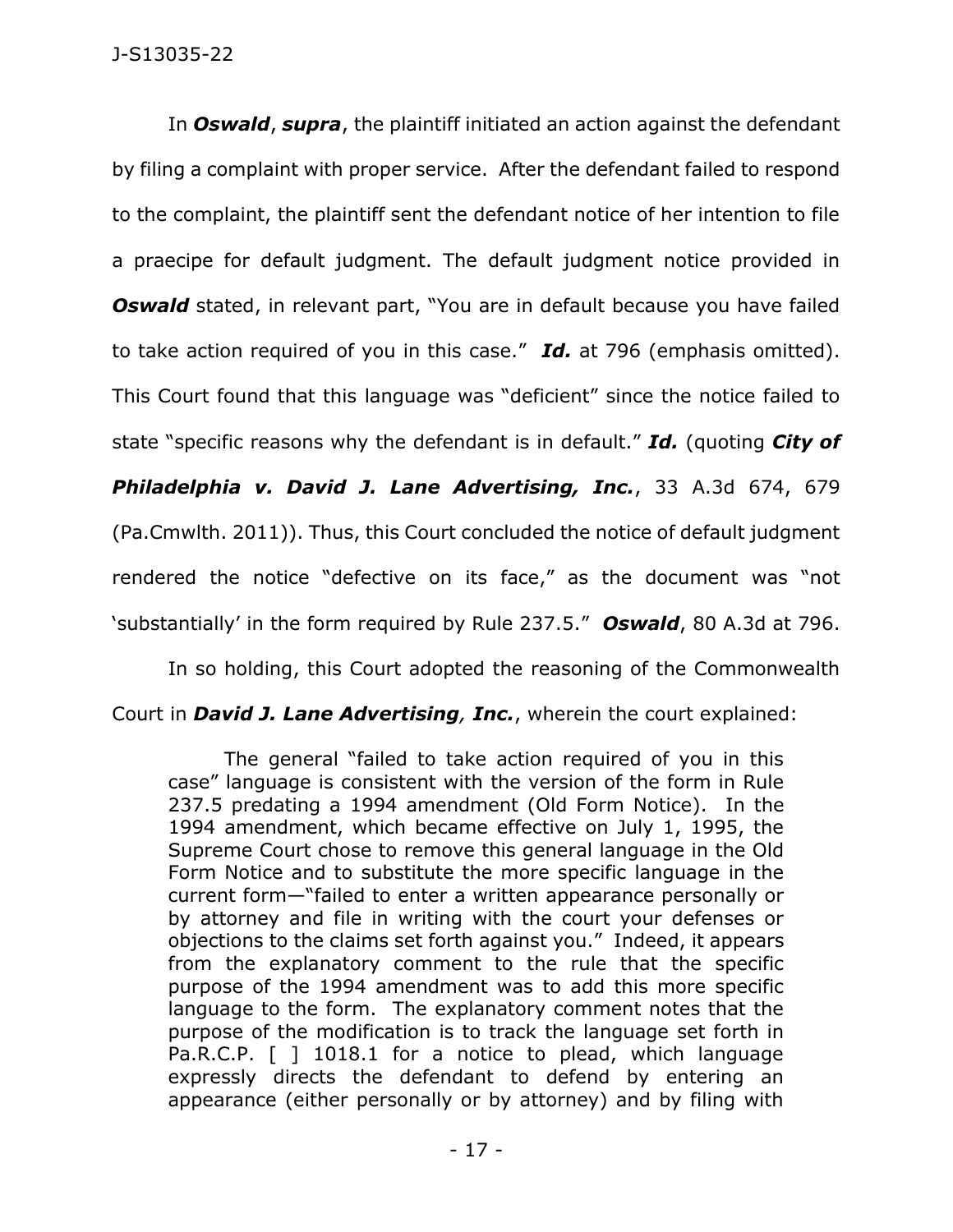In ***Oswald***, ***supra***, the plaintiff initiated an action against the defendant by filing a complaint with proper service. After the defendant failed to respond to the complaint, the plaintiff sent the defendant notice of her intention to file a praecipe for default judgment. The default judgment notice provided in ***Oswald*** stated, in relevant part, "You are in default because you have failed to take action required of you in this case." ***Id.*** at 796 (emphasis omitted). This Court found that this language was "deficient" since the notice failed to state "specific reasons why the defendant is in default." ***Id.*** (quoting ***City of Philadelphia v. David J. Lane Advertising, Inc.***, 33 A.3d 674, 679 (Pa.Cmwlth. 2011)). Thus, this Court concluded the notice of default judgment rendered the notice "defective on its face," as the document was "not 'substantially' in the form required by Rule 237.5." ***Oswald***, 80 A.3d at 796.

In so holding, this Court adopted the reasoning of the Commonwealth Court in ***David J. Lane Advertising, Inc.***, wherein the court explained:

> The general "failed to take action required of you in this case" language is consistent with the version of the form in Rule 237.5 predating a 1994 amendment (Old Form Notice). In the 1994 amendment, which became effective on July 1, 1995, the Supreme Court chose to remove this general language in the Old Form Notice and to substitute the more specific language in the current form—"failed to enter a written appearance personally or by attorney and file in writing with the court your defenses or objections to the claims set forth against you." Indeed, it appears from the explanatory comment to the rule that the specific purpose of the 1994 amendment was to add this more specific language to the form. The explanatory comment notes that the purpose of the modification is to track the language set forth in Pa.R.C.P. [ ] 1018.1 for a notice to plead, which language expressly directs the defendant to defend by entering an appearance (either personally or by attorney) and by filing with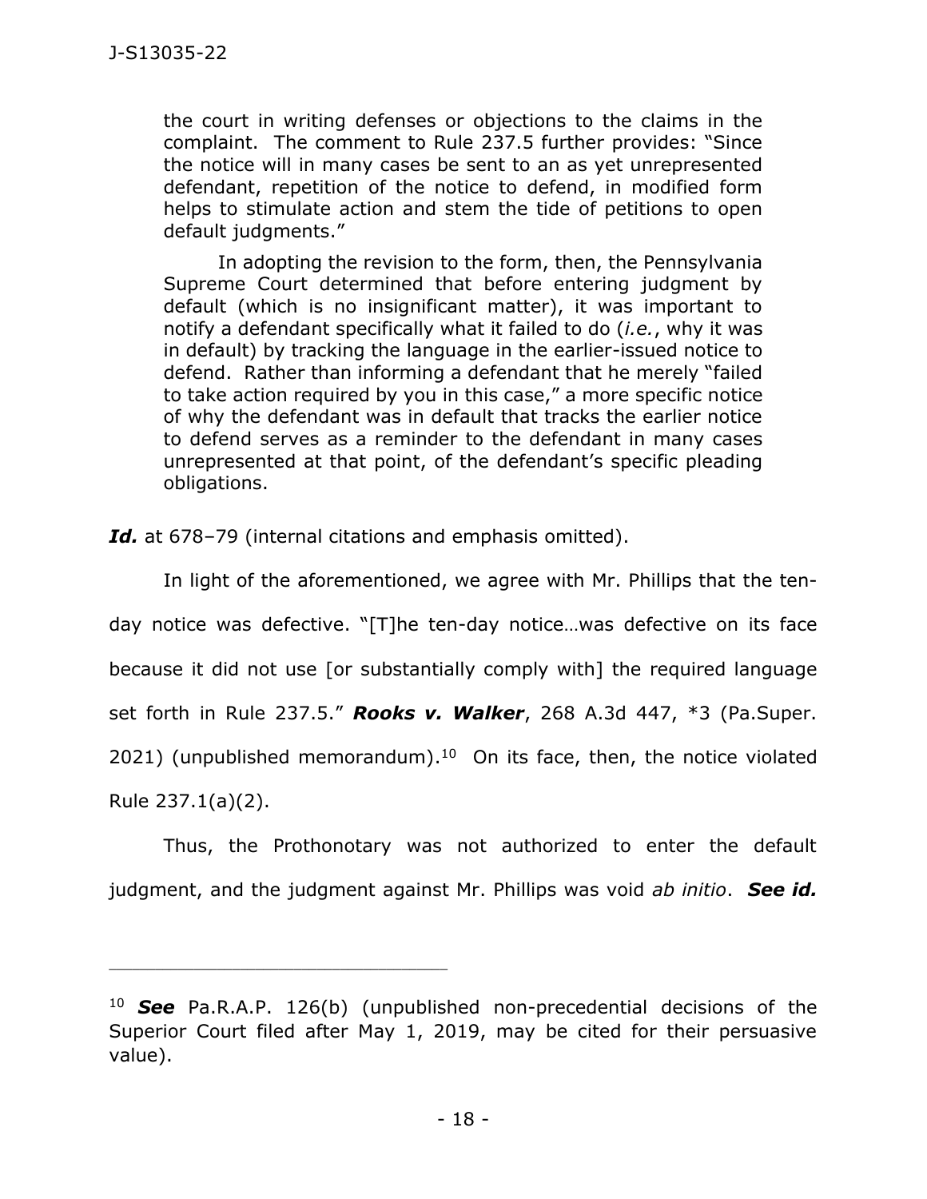> the court in writing defenses or objections to the claims in the complaint. The comment to Rule 237.5 further provides: "Since the notice will in many cases be sent to an as yet unrepresented defendant, repetition of the notice to defend, in modified form helps to stimulate action and stem the tide of petitions to open default judgments."
>
> In adopting the revision to the form, then, the Pennsylvania Supreme Court determined that before entering judgment by default (which is no insignificant matter), it was important to notify a defendant specifically what it failed to do (*i.e.*, why it was in default) by tracking the language in the earlier-issued notice to defend. Rather than informing a defendant that he merely "failed to take action required by you in this case," a more specific notice of why the defendant was in default that tracks the earlier notice to defend serves as a reminder to the defendant in many cases unrepresented at that point, of the defendant's specific pleading obligations.

***Id.*** at 678–79 (internal citations and emphasis omitted).

In light of the aforementioned, we agree with Mr. Phillips that the ten-day notice was defective. "[T]he ten-day notice…was defective on its face because it did not use [or substantially comply with] the required language set forth in Rule 237.5." ***Rooks v. Walker***, 268 A.3d 447, *3 (Pa.Super. 2021) (unpublished memorandum).[10] On its face, then, the notice violated Rule 237.1(a)(2).

Thus, the Prothonotary was not authorized to enter the default judgment, and the judgment against Mr. Phillips was void *ab initio*. ***See id.***

---

[10] ***See*** Pa.R.A.P. 126(b) (unpublished non-precedential decisions of the Superior Court filed after May 1, 2019, may be cited for their persuasive value).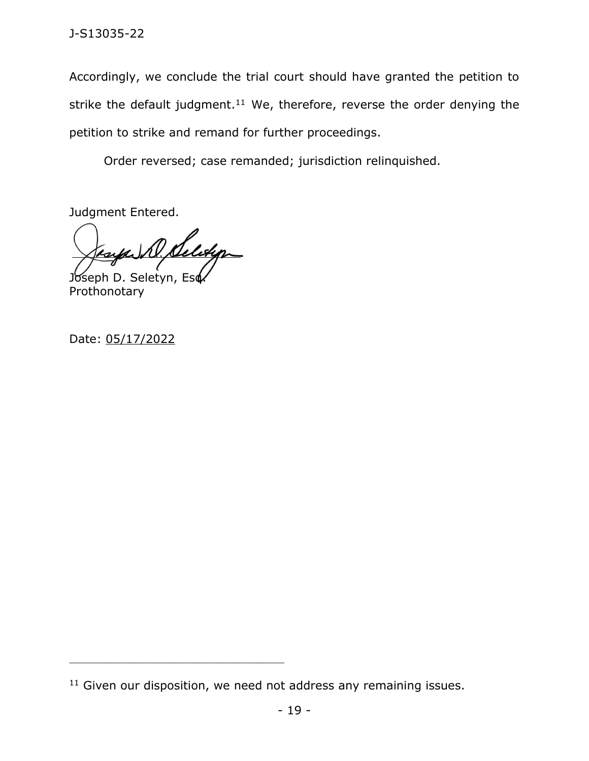Accordingly, we conclude the trial court should have granted the petition to strike the default judgment.[11] We, therefore, reverse the order denying the petition to strike and remand for further proceedings.

Order reversed; case remanded; jurisdiction relinquished.

Judgment Entered.

Joseph D. Seletyn, Esq.
Prothonotary

Date: 05/17/2022

---

[11] Given our disposition, we need not address any remaining issues.